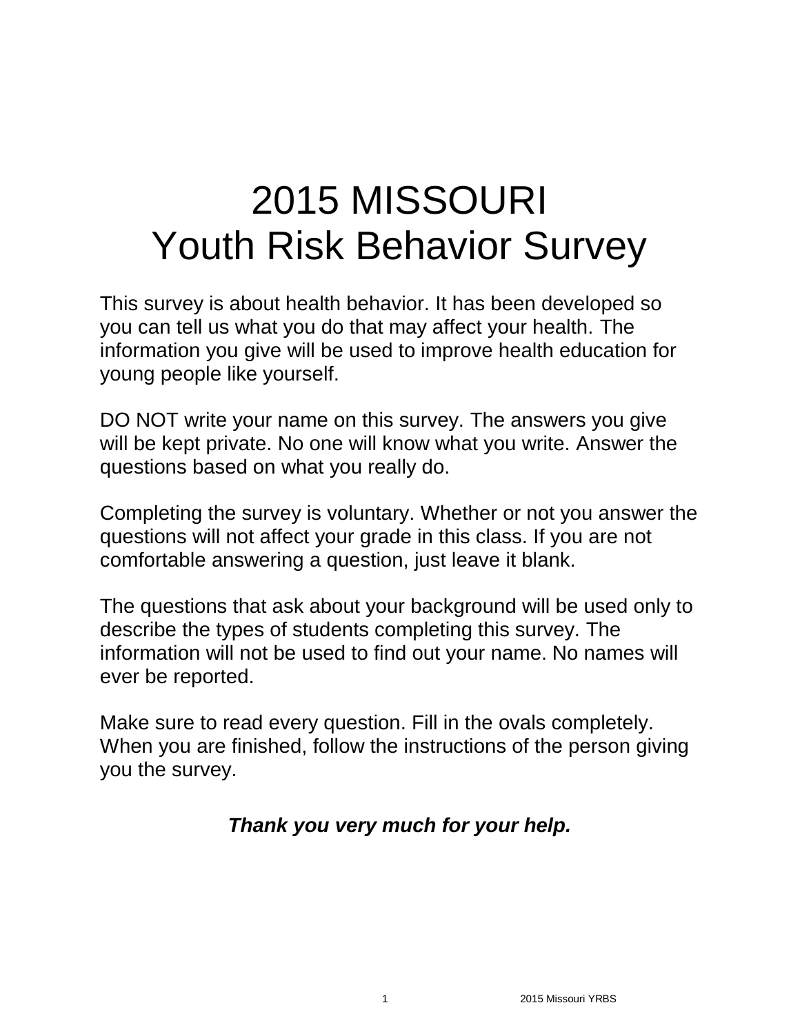# 2015 MISSOURI Youth Risk Behavior Survey

This survey is about health behavior. It has been developed so you can tell us what you do that may affect your health. The information you give will be used to improve health education for young people like yourself.

DO NOT write your name on this survey. The answers you give will be kept private. No one will know what you write. Answer the questions based on what you really do.

Completing the survey is voluntary. Whether or not you answer the questions will not affect your grade in this class. If you are not comfortable answering a question, just leave it blank.

The questions that ask about your background will be used only to describe the types of students completing this survey. The information will not be used to find out your name. No names will ever be reported.

Make sure to read every question. Fill in the ovals completely. When you are finished, follow the instructions of the person giving you the survey.

***Thank you very much for your help.***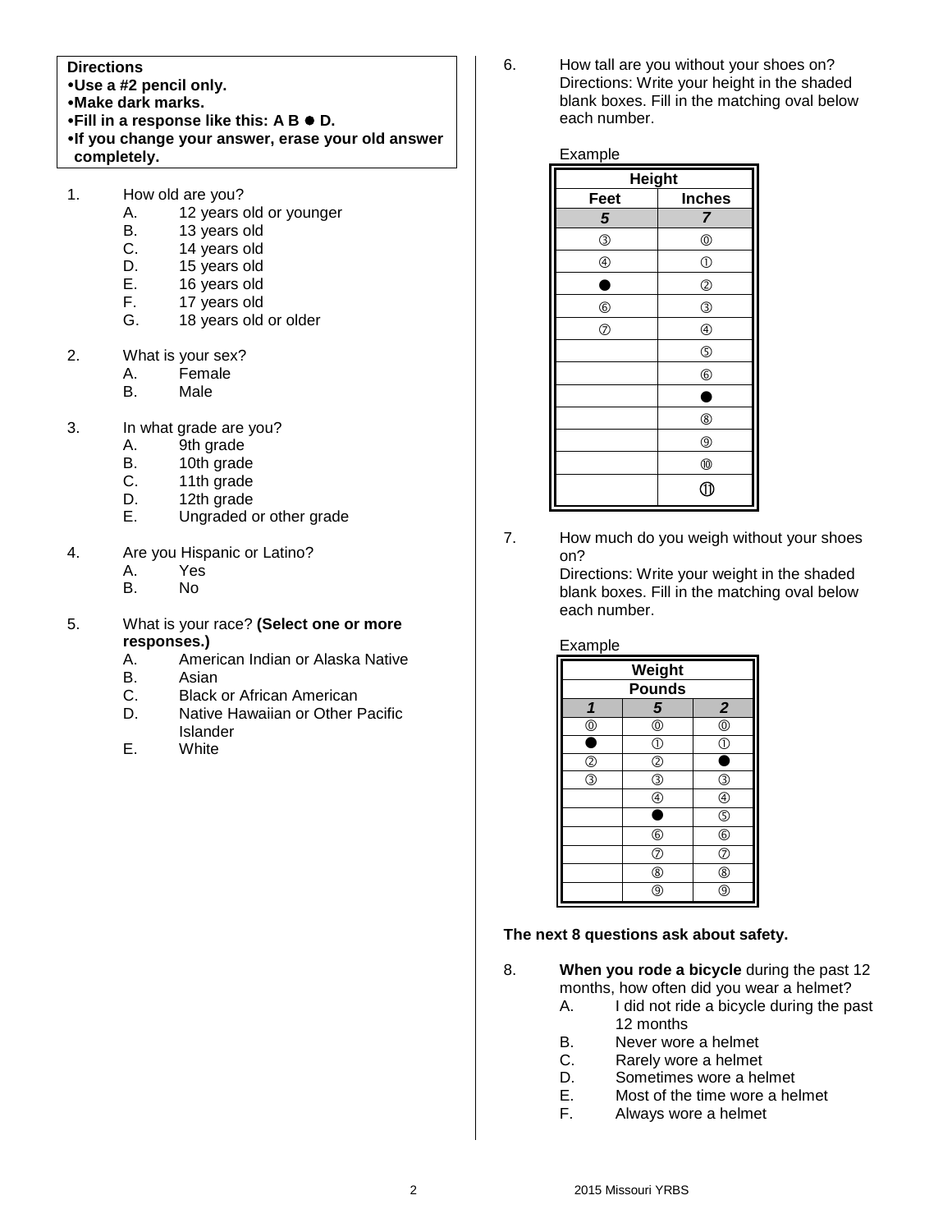**Directions**
- **Use a #2 pencil only.**
- **Make dark marks.**
- **Fill in a response like this: A B ● D.**
- **If you change your answer, erase your old answer completely.**

1. How old are you?
   - A. 12 years old or younger
   - B. 13 years old
   - C. 14 years old
   - D. 15 years old
   - E. 16 years old
   - F. 17 years old
   - G. 18 years old or older

2. What is your sex?
   - A. Female
   - B. Male

3. In what grade are you?
   - A. 9th grade
   - B. 10th grade
   - C. 11th grade
   - D. 12th grade
   - E. Ungraded or other grade

4. Are you Hispanic or Latino?
   - A. Yes
   - B. No

5. What is your race? **(Select one or more responses.)**
   - A. American Indian or Alaska Native
   - B. Asian
   - C. Black or African American
   - D. Native Hawaiian or Other Pacific Islander
   - E. White

6. How tall are you without your shoes on?
   Directions: Write your height in the shaded blank boxes. Fill in the matching oval below each number.

Example

| Height | |
|---|---|
| **Feet** | **Inches** |
| ***5*** | ***7*** |
| ③ | ⓪ |
| ④ | ① |
| ● | ② |
| ⑥ | ③ |
| ⑦ | ④ |
| | ⑤ |
| | ⑥ |
| | ● |
| | ⑧ |
| | ⑨ |
| | ⑩ |
| | ⑪ |

7. How much do you weigh without your shoes on?
   Directions: Write your weight in the shaded blank boxes. Fill in the matching oval below each number.

Example

| Weight | | |
|---|---|---|
| **Pounds** | | |
| ***1*** | ***5*** | ***2*** |
| ⓪ | ⓪ | ⓪ |
| ● | ① | ① |
| ② | ② | ● |
| ③ | ③ | ③ |
| | ④ | ④ |
| | ● | ⑤ |
| | ⑥ | ⑥ |
| | ⑦ | ⑦ |
| | ⑧ | ⑧ |
| | ⑨ | ⑨ |

**The next 8 questions ask about safety.**

8. **When you rode a bicycle** during the past 12 months, how often did you wear a helmet?
   - A. I did not ride a bicycle during the past 12 months
   - B. Never wore a helmet
   - C. Rarely wore a helmet
   - D. Sometimes wore a helmet
   - E. Most of the time wore a helmet
   - F. Always wore a helmet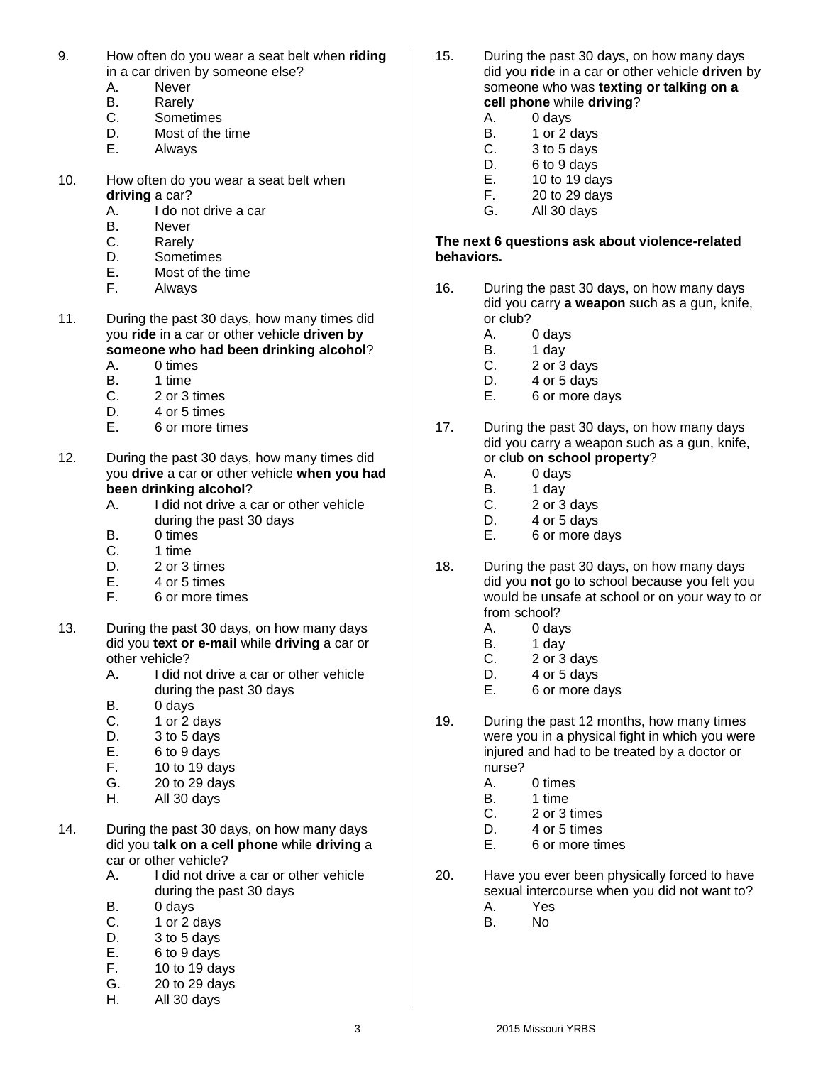9. How often do you wear a seat belt when **riding** in a car driven by someone else?
   - A. Never
   - B. Rarely
   - C. Sometimes
   - D. Most of the time
   - E. Always

10. How often do you wear a seat belt when **driving** a car?
    - A. I do not drive a car
    - B. Never
    - C. Rarely
    - D. Sometimes
    - E. Most of the time
    - F. Always

11. During the past 30 days, how many times did you **ride** in a car or other vehicle **driven by someone who had been drinking alcohol**?
    - A. 0 times
    - B. 1 time
    - C. 2 or 3 times
    - D. 4 or 5 times
    - E. 6 or more times

12. During the past 30 days, how many times did you **drive** a car or other vehicle **when you had been drinking alcohol**?
    - A. I did not drive a car or other vehicle during the past 30 days
    - B. 0 times
    - C. 1 time
    - D. 2 or 3 times
    - E. 4 or 5 times
    - F. 6 or more times

13. During the past 30 days, on how many days did you **text or e-mail** while **driving** a car or other vehicle?
    - A. I did not drive a car or other vehicle during the past 30 days
    - B. 0 days
    - C. 1 or 2 days
    - D. 3 to 5 days
    - E. 6 to 9 days
    - F. 10 to 19 days
    - G. 20 to 29 days
    - H. All 30 days

14. During the past 30 days, on how many days did you **talk on a cell phone** while **driving** a car or other vehicle?
    - A. I did not drive a car or other vehicle during the past 30 days
    - B. 0 days
    - C. 1 or 2 days
    - D. 3 to 5 days
    - E. 6 to 9 days
    - F. 10 to 19 days
    - G. 20 to 29 days
    - H. All 30 days

15. During the past 30 days, on how many days did you **ride** in a car or other vehicle **driven** by someone who was **texting or talking on a cell phone** while **driving**?
    - A. 0 days
    - B. 1 or 2 days
    - C. 3 to 5 days
    - D. 6 to 9 days
    - E. 10 to 19 days
    - F. 20 to 29 days
    - G. All 30 days

**The next 6 questions ask about violence-related behaviors.**

16. During the past 30 days, on how many days did you carry **a weapon** such as a gun, knife, or club?
    - A. 0 days
    - B. 1 day
    - C. 2 or 3 days
    - D. 4 or 5 days
    - E. 6 or more days

17. During the past 30 days, on how many days did you carry a weapon such as a gun, knife, or club **on school property**?
    - A. 0 days
    - B. 1 day
    - C. 2 or 3 days
    - D. 4 or 5 days
    - E. 6 or more days

18. During the past 30 days, on how many days did you **not** go to school because you felt you would be unsafe at school or on your way to or from school?
    - A. 0 days
    - B. 1 day
    - C. 2 or 3 days
    - D. 4 or 5 days
    - E. 6 or more days

19. During the past 12 months, how many times were you in a physical fight in which you were injured and had to be treated by a doctor or nurse?
    - A. 0 times
    - B. 1 time
    - C. 2 or 3 times
    - D. 4 or 5 times
    - E. 6 or more times

20. Have you ever been physically forced to have sexual intercourse when you did not want to?
    - A. Yes
    - B. No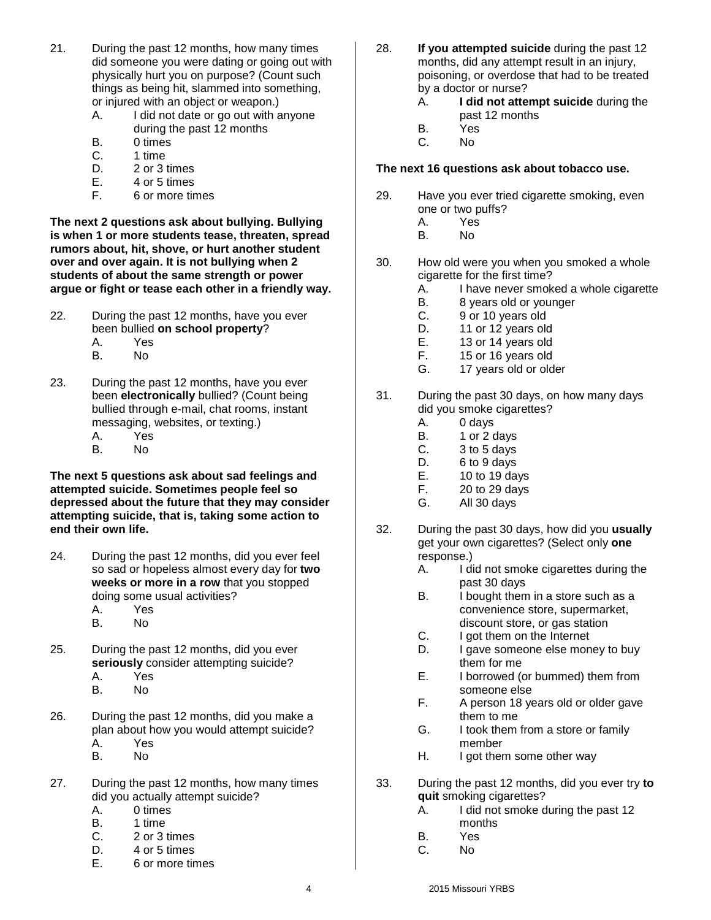21. During the past 12 months, how many times did someone you were dating or going out with physically hurt you on purpose? (Count such things as being hit, slammed into something, or injured with an object or weapon.)
    A. I did not date or go out with anyone during the past 12 months
    B. 0 times
    C. 1 time
    D. 2 or 3 times
    E. 4 or 5 times
    F. 6 or more times

**The next 2 questions ask about bullying. Bullying is when 1 or more students tease, threaten, spread rumors about, hit, shove, or hurt another student over and over again. It is not bullying when 2 students of about the same strength or power argue or fight or tease each other in a friendly way.**

22. During the past 12 months, have you ever been bullied **on school property**?
    A. Yes
    B. No

23. During the past 12 months, have you ever been **electronically** bullied? (Count being bullied through e-mail, chat rooms, instant messaging, websites, or texting.)
    A. Yes
    B. No

**The next 5 questions ask about sad feelings and attempted suicide. Sometimes people feel so depressed about the future that they may consider attempting suicide, that is, taking some action to end their own life.**

24. During the past 12 months, did you ever feel so sad or hopeless almost every day for **two weeks or more in a row** that you stopped doing some usual activities?
    A. Yes
    B. No

25. During the past 12 months, did you ever **seriously** consider attempting suicide?
    A. Yes
    B. No

26. During the past 12 months, did you make a plan about how you would attempt suicide?
    A. Yes
    B. No

27. During the past 12 months, how many times did you actually attempt suicide?
    A. 0 times
    B. 1 time
    C. 2 or 3 times
    D. 4 or 5 times
    E. 6 or more times

28. **If you attempted suicide** during the past 12 months, did any attempt result in an injury, poisoning, or overdose that had to be treated by a doctor or nurse?
    A. **I did not attempt suicide** during the past 12 months
    B. Yes
    C. No

**The next 16 questions ask about tobacco use.**

29. Have you ever tried cigarette smoking, even one or two puffs?
    A. Yes
    B. No

30. How old were you when you smoked a whole cigarette for the first time?
    A. I have never smoked a whole cigarette
    B. 8 years old or younger
    C. 9 or 10 years old
    D. 11 or 12 years old
    E. 13 or 14 years old
    F. 15 or 16 years old
    G. 17 years old or older

31. During the past 30 days, on how many days did you smoke cigarettes?
    A. 0 days
    B. 1 or 2 days
    C. 3 to 5 days
    D. 6 to 9 days
    E. 10 to 19 days
    F. 20 to 29 days
    G. All 30 days

32. During the past 30 days, how did you **usually** get your own cigarettes? (Select only **one** response.)
    A. I did not smoke cigarettes during the past 30 days
    B. I bought them in a store such as a convenience store, supermarket, discount store, or gas station
    C. I got them on the Internet
    D. I gave someone else money to buy them for me
    E. I borrowed (or bummed) them from someone else
    F. A person 18 years old or older gave them to me
    G. I took them from a store or family member
    H. I got them some other way

33. During the past 12 months, did you ever try **to quit** smoking cigarettes?
    A. I did not smoke during the past 12 months
    B. Yes
    C. No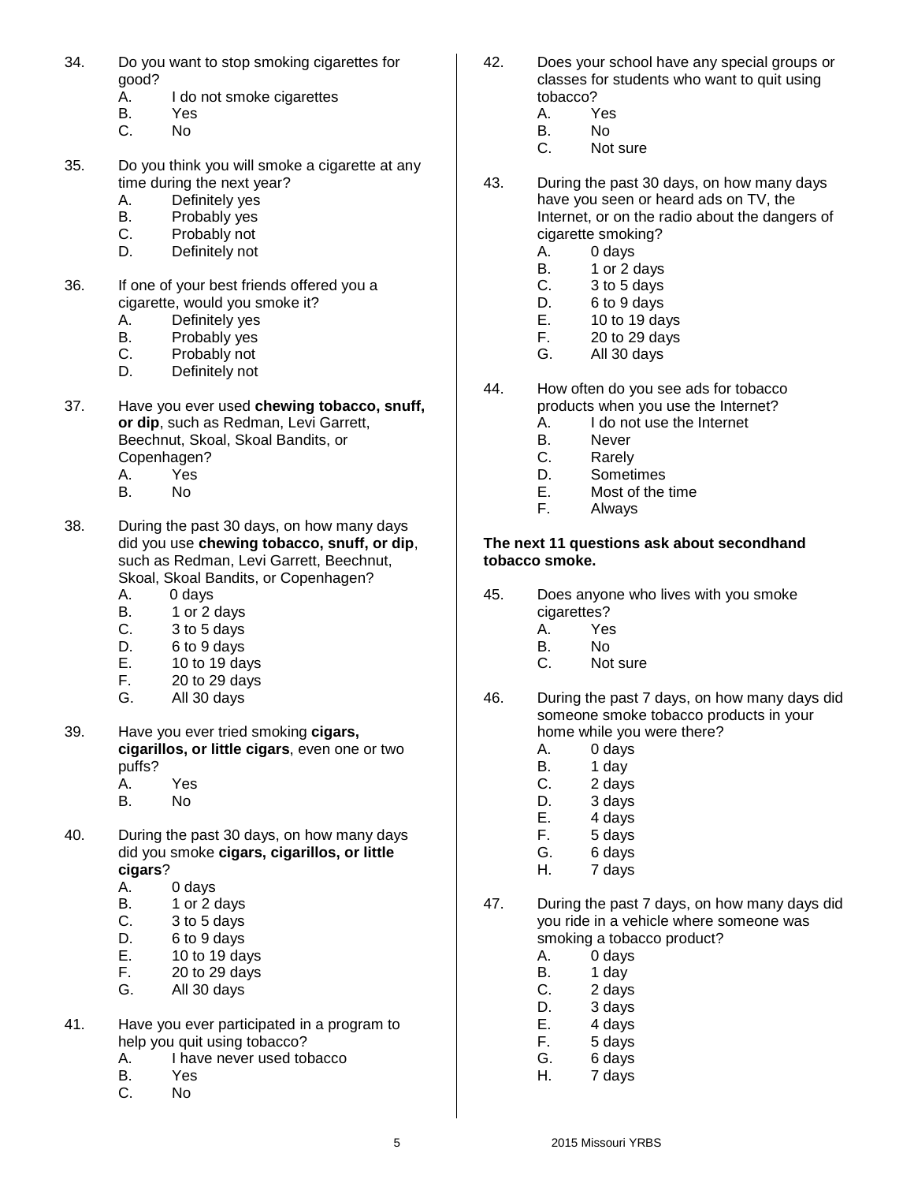34. Do you want to stop smoking cigarettes for good?
    A. I do not smoke cigarettes
    B. Yes
    C. No

35. Do you think you will smoke a cigarette at any time during the next year?
    A. Definitely yes
    B. Probably yes
    C. Probably not
    D. Definitely not

36. If one of your best friends offered you a cigarette, would you smoke it?
    A. Definitely yes
    B. Probably yes
    C. Probably not
    D. Definitely not

37. Have you ever used **chewing tobacco, snuff, or dip**, such as Redman, Levi Garrett, Beechnut, Skoal, Skoal Bandits, or Copenhagen?
    A. Yes
    B. No

38. During the past 30 days, on how many days did you use **chewing tobacco, snuff, or dip**, such as Redman, Levi Garrett, Beechnut, Skoal, Skoal Bandits, or Copenhagen?
    A. 0 days
    B. 1 or 2 days
    C. 3 to 5 days
    D. 6 to 9 days
    E. 10 to 19 days
    F. 20 to 29 days
    G. All 30 days

39. Have you ever tried smoking **cigars, cigarillos, or little cigars**, even one or two puffs?
    A. Yes
    B. No

40. During the past 30 days, on how many days did you smoke **cigars, cigarillos, or little cigars**?
    A. 0 days
    B. 1 or 2 days
    C. 3 to 5 days
    D. 6 to 9 days
    E. 10 to 19 days
    F. 20 to 29 days
    G. All 30 days

41. Have you ever participated in a program to help you quit using tobacco?
    A. I have never used tobacco
    B. Yes
    C. No

42. Does your school have any special groups or classes for students who want to quit using tobacco?
    A. Yes
    B. No
    C. Not sure

43. During the past 30 days, on how many days have you seen or heard ads on TV, the Internet, or on the radio about the dangers of cigarette smoking?
    A. 0 days
    B. 1 or 2 days
    C. 3 to 5 days
    D. 6 to 9 days
    E. 10 to 19 days
    F. 20 to 29 days
    G. All 30 days

44. How often do you see ads for tobacco products when you use the Internet?
    A. I do not use the Internet
    B. Never
    C. Rarely
    D. Sometimes
    E. Most of the time
    F. Always

**The next 11 questions ask about secondhand tobacco smoke.**

45. Does anyone who lives with you smoke cigarettes?
    A. Yes
    B. No
    C. Not sure

46. During the past 7 days, on how many days did someone smoke tobacco products in your home while you were there?
    A. 0 days
    B. 1 day
    C. 2 days
    D. 3 days
    E. 4 days
    F. 5 days
    G. 6 days
    H. 7 days

47. During the past 7 days, on how many days did you ride in a vehicle where someone was smoking a tobacco product?
    A. 0 days
    B. 1 day
    C. 2 days
    D. 3 days
    E. 4 days
    F. 5 days
    G. 6 days
    H. 7 days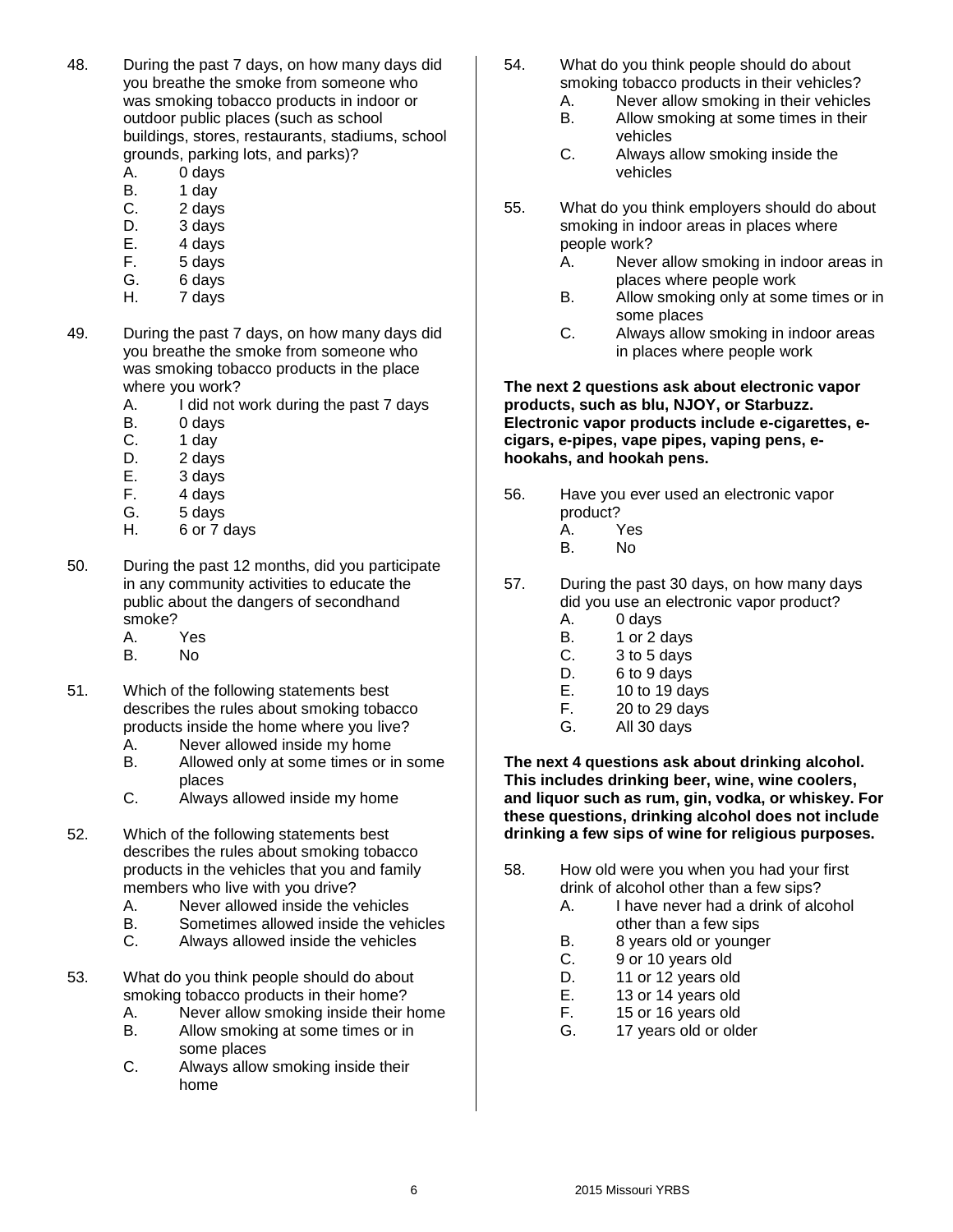48. During the past 7 days, on how many days did you breathe the smoke from someone who was smoking tobacco products in indoor or outdoor public places (such as school buildings, stores, restaurants, stadiums, school grounds, parking lots, and parks)?
    - A. 0 days
    - B. 1 day
    - C. 2 days
    - D. 3 days
    - E. 4 days
    - F. 5 days
    - G. 6 days
    - H. 7 days

49. During the past 7 days, on how many days did you breathe the smoke from someone who was smoking tobacco products in the place where you work?
    - A. I did not work during the past 7 days
    - B. 0 days
    - C. 1 day
    - D. 2 days
    - E. 3 days
    - F. 4 days
    - G. 5 days
    - H. 6 or 7 days

50. During the past 12 months, did you participate in any community activities to educate the public about the dangers of secondhand smoke?
    - A. Yes
    - B. No

51. Which of the following statements best describes the rules about smoking tobacco products inside the home where you live?
    - A. Never allowed inside my home
    - B. Allowed only at some times or in some places
    - C. Always allowed inside my home

52. Which of the following statements best describes the rules about smoking tobacco products in the vehicles that you and family members who live with you drive?
    - A. Never allowed inside the vehicles
    - B. Sometimes allowed inside the vehicles
    - C. Always allowed inside the vehicles

53. What do you think people should do about smoking tobacco products in their home?
    - A. Never allow smoking inside their home
    - B. Allow smoking at some times or in some places
    - C. Always allow smoking inside their home

54. What do you think people should do about smoking tobacco products in their vehicles?
    - A. Never allow smoking in their vehicles
    - B. Allow smoking at some times in their vehicles
    - C. Always allow smoking inside the vehicles

55. What do you think employers should do about smoking in indoor areas in places where people work?
    - A. Never allow smoking in indoor areas in places where people work
    - B. Allow smoking only at some times or in some places
    - C. Always allow smoking in indoor areas in places where people work

**The next 2 questions ask about electronic vapor products, such as blu, NJOY, or Starbuzz. Electronic vapor products include e-cigarettes, e-cigars, e-pipes, vape pipes, vaping pens, e-hookahs, and hookah pens.**

56. Have you ever used an electronic vapor product?
    - A. Yes
    - B. No

57. During the past 30 days, on how many days did you use an electronic vapor product?
    - A. 0 days
    - B. 1 or 2 days
    - C. 3 to 5 days
    - D. 6 to 9 days
    - E. 10 to 19 days
    - F. 20 to 29 days
    - G. All 30 days

**The next 4 questions ask about drinking alcohol. This includes drinking beer, wine, wine coolers, and liquor such as rum, gin, vodka, or whiskey. For these questions, drinking alcohol does not include drinking a few sips of wine for religious purposes.**

58. How old were you when you had your first drink of alcohol other than a few sips?
    - A. I have never had a drink of alcohol other than a few sips
    - B. 8 years old or younger
    - C. 9 or 10 years old
    - D. 11 or 12 years old
    - E. 13 or 14 years old
    - F. 15 or 16 years old
    - G. 17 years old or older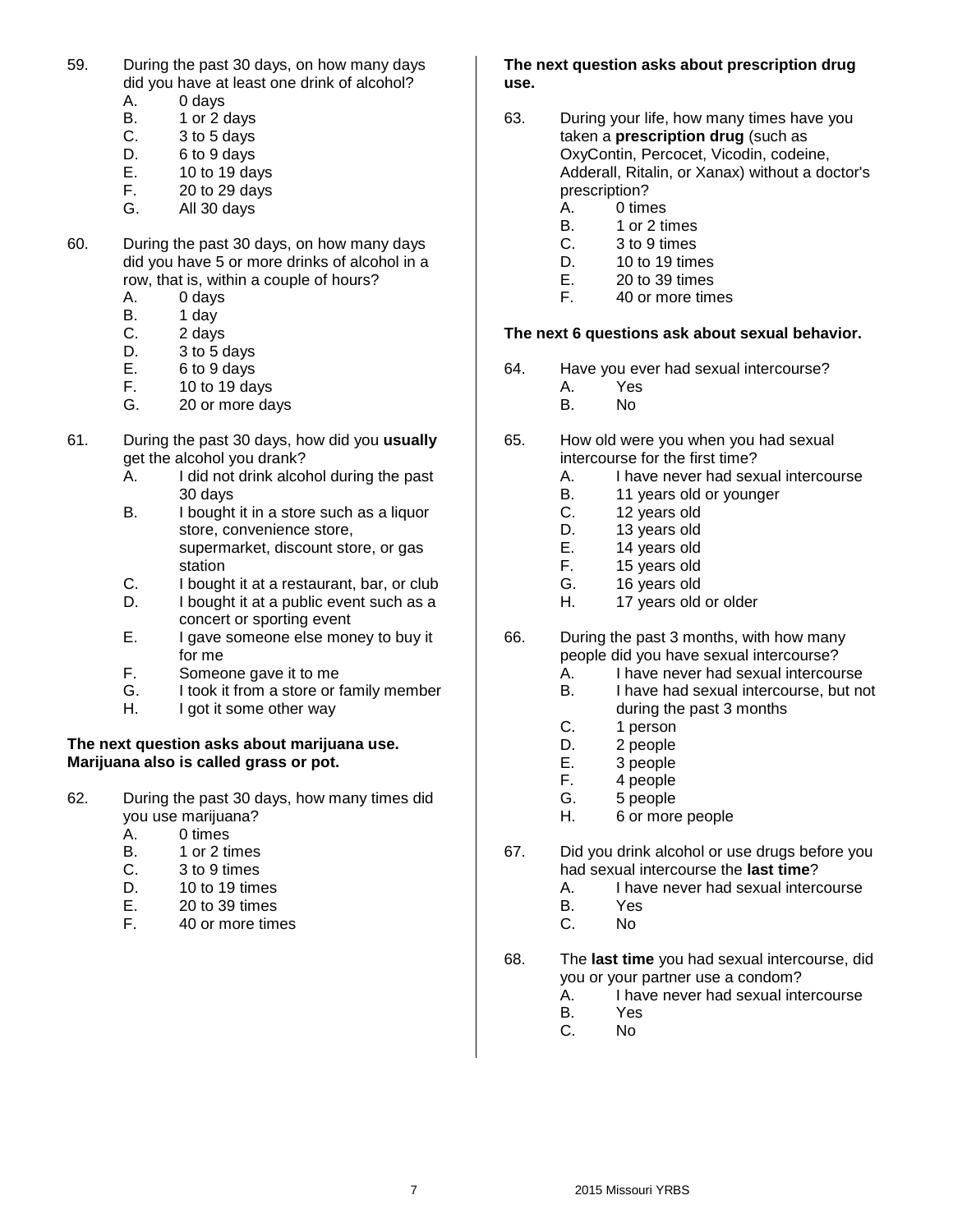59. During the past 30 days, on how many days did you have at least one drink of alcohol?
    - A. 0 days
    - B. 1 or 2 days
    - C. 3 to 5 days
    - D. 6 to 9 days
    - E. 10 to 19 days
    - F. 20 to 29 days
    - G. All 30 days

60. During the past 30 days, on how many days did you have 5 or more drinks of alcohol in a row, that is, within a couple of hours?
    - A. 0 days
    - B. 1 day
    - C. 2 days
    - D. 3 to 5 days
    - E. 6 to 9 days
    - F. 10 to 19 days
    - G. 20 or more days

61. During the past 30 days, how did you **usually** get the alcohol you drank?
    - A. I did not drink alcohol during the past 30 days
    - B. I bought it in a store such as a liquor store, convenience store, supermarket, discount store, or gas station
    - C. I bought it at a restaurant, bar, or club
    - D. I bought it at a public event such as a concert or sporting event
    - E. I gave someone else money to buy it for me
    - F. Someone gave it to me
    - G. I took it from a store or family member
    - H. I got it some other way

**The next question asks about marijuana use. Marijuana also is called grass or pot.**

62. During the past 30 days, how many times did you use marijuana?
    - A. 0 times
    - B. 1 or 2 times
    - C. 3 to 9 times
    - D. 10 to 19 times
    - E. 20 to 39 times
    - F. 40 or more times

**The next question asks about prescription drug use.**

63. During your life, how many times have you taken a **prescription drug** (such as OxyContin, Percocet, Vicodin, codeine, Adderall, Ritalin, or Xanax) without a doctor's prescription?
    - A. 0 times
    - B. 1 or 2 times
    - C. 3 to 9 times
    - D. 10 to 19 times
    - E. 20 to 39 times
    - F. 40 or more times

**The next 6 questions ask about sexual behavior.**

64. Have you ever had sexual intercourse?
    - A. Yes
    - B. No

65. How old were you when you had sexual intercourse for the first time?
    - A. I have never had sexual intercourse
    - B. 11 years old or younger
    - C. 12 years old
    - D. 13 years old
    - E. 14 years old
    - F. 15 years old
    - G. 16 years old
    - H. 17 years old or older

66. During the past 3 months, with how many people did you have sexual intercourse?
    - A. I have never had sexual intercourse
    - B. I have had sexual intercourse, but not during the past 3 months
    - C. 1 person
    - D. 2 people
    - E. 3 people
    - F. 4 people
    - G. 5 people
    - H. 6 or more people

67. Did you drink alcohol or use drugs before you had sexual intercourse the **last time**?
    - A. I have never had sexual intercourse
    - B. Yes
    - C. No

68. The **last time** you had sexual intercourse, did you or your partner use a condom?
    - A. I have never had sexual intercourse
    - B. Yes
    - C. No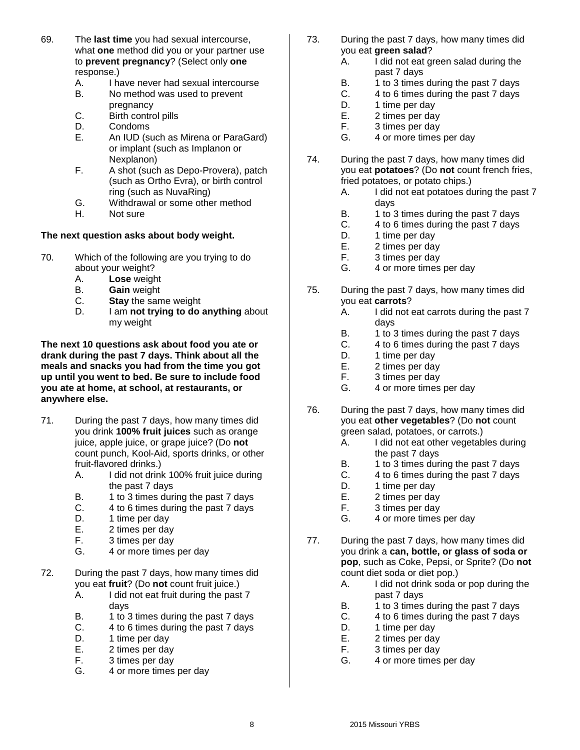69. The **last time** you had sexual intercourse, what **one** method did you or your partner use to **prevent pregnancy**? (Select only **one** response.)
    - A. I have never had sexual intercourse
    - B. No method was used to prevent pregnancy
    - C. Birth control pills
    - D. Condoms
    - E. An IUD (such as Mirena or ParaGard) or implant (such as Implanon or Nexplanon)
    - F. A shot (such as Depo-Provera), patch (such as Ortho Evra), or birth control ring (such as NuvaRing)
    - G. Withdrawal or some other method
    - H. Not sure

**The next question asks about body weight.**

70. Which of the following are you trying to do about your weight?
    - A. **Lose** weight
    - B. **Gain** weight
    - C. **Stay** the same weight
    - D. I am **not trying to do anything** about my weight

**The next 10 questions ask about food you ate or drank during the past 7 days. Think about all the meals and snacks you had from the time you got up until you went to bed. Be sure to include food you ate at home, at school, at restaurants, or anywhere else.**

71. During the past 7 days, how many times did you drink **100% fruit juices** such as orange juice, apple juice, or grape juice? (Do **not** count punch, Kool-Aid, sports drinks, or other fruit-flavored drinks.)
    - A. I did not drink 100% fruit juice during the past 7 days
    - B. 1 to 3 times during the past 7 days
    - C. 4 to 6 times during the past 7 days
    - D. 1 time per day
    - E. 2 times per day
    - F. 3 times per day
    - G. 4 or more times per day

72. During the past 7 days, how many times did you eat **fruit**? (Do **not** count fruit juice.)
    - A. I did not eat fruit during the past 7 days
    - B. 1 to 3 times during the past 7 days
    - C. 4 to 6 times during the past 7 days
    - D. 1 time per day
    - E. 2 times per day
    - F. 3 times per day
    - G. 4 or more times per day

73. During the past 7 days, how many times did you eat **green salad**?
    - A. I did not eat green salad during the past 7 days
    - B. 1 to 3 times during the past 7 days
    - C. 4 to 6 times during the past 7 days
    - D. 1 time per day
    - E. 2 times per day
    - F. 3 times per day
    - G. 4 or more times per day

74. During the past 7 days, how many times did you eat **potatoes**? (Do **not** count french fries, fried potatoes, or potato chips.)
    - A. I did not eat potatoes during the past 7 days
    - B. 1 to 3 times during the past 7 days
    - C. 4 to 6 times during the past 7 days
    - D. 1 time per day
    - E. 2 times per day
    - F. 3 times per day
    - G. 4 or more times per day

75. During the past 7 days, how many times did you eat **carrots**?
    - A. I did not eat carrots during the past 7 days
    - B. 1 to 3 times during the past 7 days
    - C. 4 to 6 times during the past 7 days
    - D. 1 time per day
    - E. 2 times per day
    - F. 3 times per day
    - G. 4 or more times per day

76. During the past 7 days, how many times did you eat **other vegetables**? (Do **not** count green salad, potatoes, or carrots.)
    - A. I did not eat other vegetables during the past 7 days
    - B. 1 to 3 times during the past 7 days
    - C. 4 to 6 times during the past 7 days
    - D. 1 time per day
    - E. 2 times per day
    - F. 3 times per day
    - G. 4 or more times per day

77. During the past 7 days, how many times did you drink a **can, bottle, or glass of soda or pop**, such as Coke, Pepsi, or Sprite? (Do **not** count diet soda or diet pop.)
    - A. I did not drink soda or pop during the past 7 days
    - B. 1 to 3 times during the past 7 days
    - C. 4 to 6 times during the past 7 days
    - D. 1 time per day
    - E. 2 times per day
    - F. 3 times per day
    - G. 4 or more times per day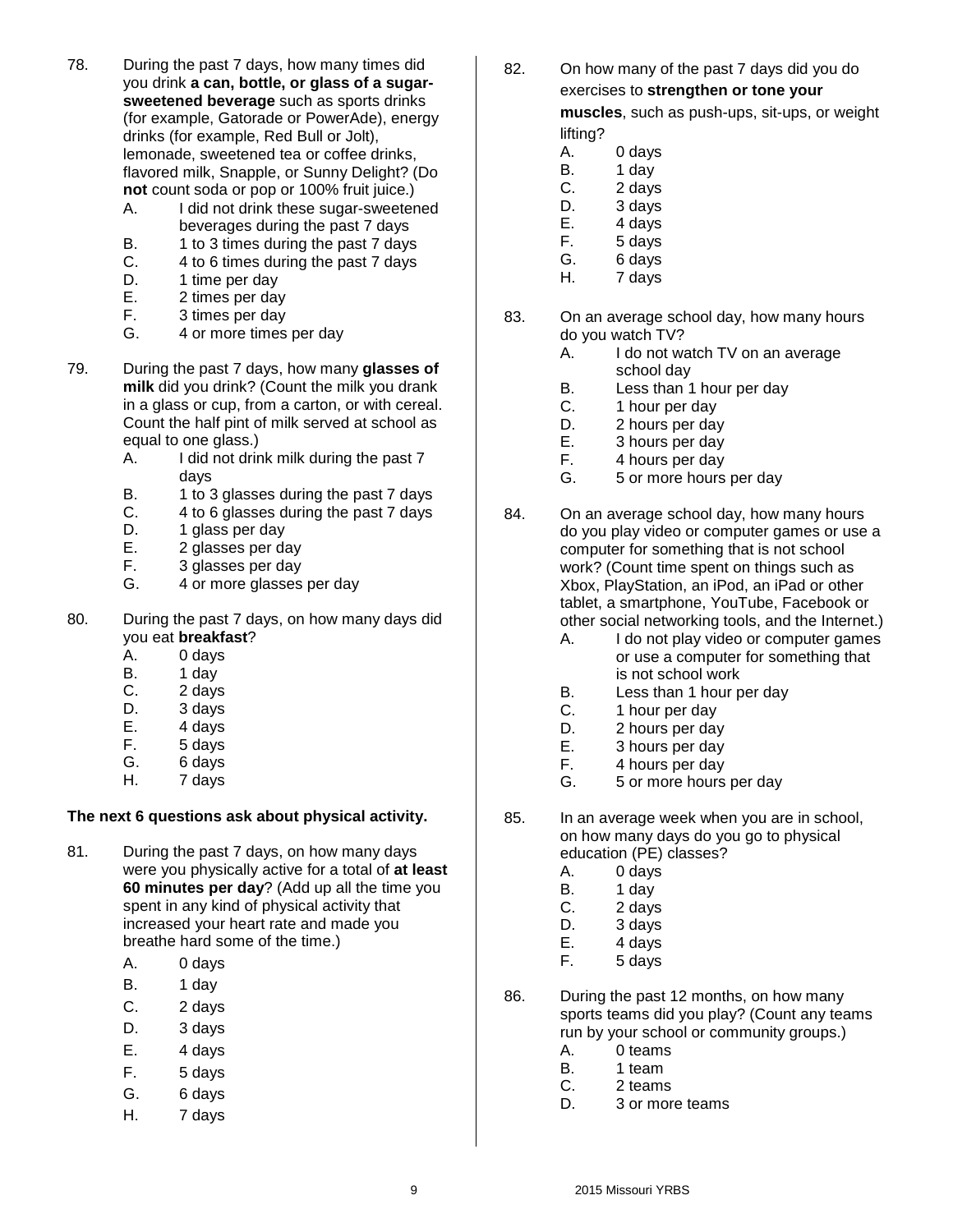78. During the past 7 days, how many times did you drink **a can, bottle, or glass of a sugar-sweetened beverage** such as sports drinks (for example, Gatorade or PowerAde), energy drinks (for example, Red Bull or Jolt), lemonade, sweetened tea or coffee drinks, flavored milk, Snapple, or Sunny Delight? (Do **not** count soda or pop or 100% fruit juice.)
   - A. I did not drink these sugar-sweetened beverages during the past 7 days
   - B. 1 to 3 times during the past 7 days
   - C. 4 to 6 times during the past 7 days
   - D. 1 time per day
   - E. 2 times per day
   - F. 3 times per day
   - G. 4 or more times per day

79. During the past 7 days, how many **glasses of milk** did you drink? (Count the milk you drank in a glass or cup, from a carton, or with cereal. Count the half pint of milk served at school as equal to one glass.)
   - A. I did not drink milk during the past 7 days
   - B. 1 to 3 glasses during the past 7 days
   - C. 4 to 6 glasses during the past 7 days
   - D. 1 glass per day
   - E. 2 glasses per day
   - F. 3 glasses per day
   - G. 4 or more glasses per day

80. During the past 7 days, on how many days did you eat **breakfast**?
   - A. 0 days
   - B. 1 day
   - C. 2 days
   - D. 3 days
   - E. 4 days
   - F. 5 days
   - G. 6 days
   - H. 7 days

**The next 6 questions ask about physical activity.**

81. During the past 7 days, on how many days were you physically active for a total of **at least 60 minutes per day**? (Add up all the time you spent in any kind of physical activity that increased your heart rate and made you breathe hard some of the time.)
   - A. 0 days
   - B. 1 day
   - C. 2 days
   - D. 3 days
   - E. 4 days
   - F. 5 days
   - G. 6 days
   - H. 7 days

82. On how many of the past 7 days did you do exercises to **strengthen or tone your muscles**, such as push-ups, sit-ups, or weight lifting?
   - A. 0 days
   - B. 1 day
   - C. 2 days
   - D. 3 days
   - E. 4 days
   - F. 5 days
   - G. 6 days
   - H. 7 days

83. On an average school day, how many hours do you watch TV?
   - A. I do not watch TV on an average school day
   - B. Less than 1 hour per day
   - C. 1 hour per day
   - D. 2 hours per day
   - E. 3 hours per day
   - F. 4 hours per day
   - G. 5 or more hours per day

84. On an average school day, how many hours do you play video or computer games or use a computer for something that is not school work? (Count time spent on things such as Xbox, PlayStation, an iPod, an iPad or other tablet, a smartphone, YouTube, Facebook or other social networking tools, and the Internet.)
   - A. I do not play video or computer games or use a computer for something that is not school work
   - B. Less than 1 hour per day
   - C. 1 hour per day
   - D. 2 hours per day
   - E. 3 hours per day
   - F. 4 hours per day
   - G. 5 or more hours per day

85. In an average week when you are in school, on how many days do you go to physical education (PE) classes?
   - A. 0 days
   - B. 1 day
   - C. 2 days
   - D. 3 days
   - E. 4 days
   - F. 5 days

86. During the past 12 months, on how many sports teams did you play? (Count any teams run by your school or community groups.)
   - A. 0 teams
   - B. 1 team
   - C. 2 teams
   - D. 3 or more teams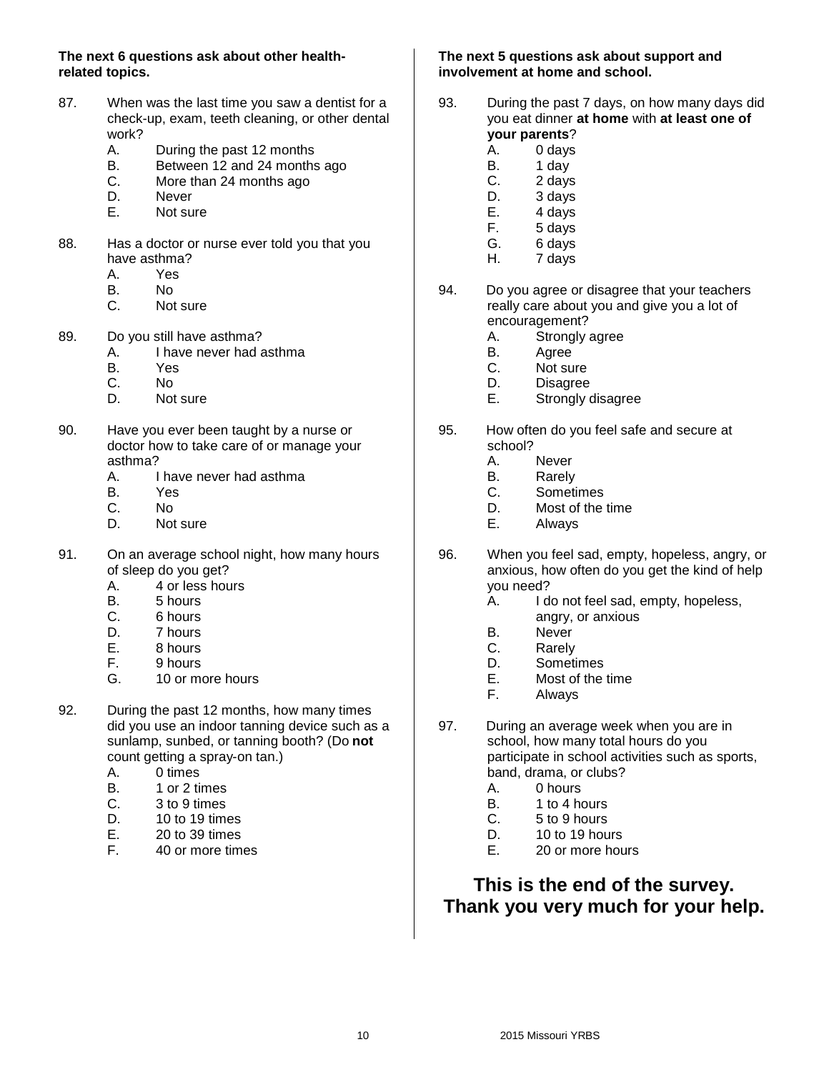**The next 6 questions ask about other health-related topics.**

87. When was the last time you saw a dentist for a check-up, exam, teeth cleaning, or other dental work?
    - A. During the past 12 months
    - B. Between 12 and 24 months ago
    - C. More than 24 months ago
    - D. Never
    - E. Not sure

88. Has a doctor or nurse ever told you that you have asthma?
    - A. Yes
    - B. No
    - C. Not sure

89. Do you still have asthma?
    - A. I have never had asthma
    - B. Yes
    - C. No
    - D. Not sure

90. Have you ever been taught by a nurse or doctor how to take care of or manage your asthma?
    - A. I have never had asthma
    - B. Yes
    - C. No
    - D. Not sure

91. On an average school night, how many hours of sleep do you get?
    - A. 4 or less hours
    - B. 5 hours
    - C. 6 hours
    - D. 7 hours
    - E. 8 hours
    - F. 9 hours
    - G. 10 or more hours

92. During the past 12 months, how many times did you use an indoor tanning device such as a sunlamp, sunbed, or tanning booth? (Do **not** count getting a spray-on tan.)
    - A. 0 times
    - B. 1 or 2 times
    - C. 3 to 9 times
    - D. 10 to 19 times
    - E. 20 to 39 times
    - F. 40 or more times

**The next 5 questions ask about support and involvement at home and school.**

93. During the past 7 days, on how many days did you eat dinner **at home** with **at least one of your parents**?
    - A. 0 days
    - B. 1 day
    - C. 2 days
    - D. 3 days
    - E. 4 days
    - F. 5 days
    - G. 6 days
    - H. 7 days

94. Do you agree or disagree that your teachers really care about you and give you a lot of encouragement?
    - A. Strongly agree
    - B. Agree
    - C. Not sure
    - D. Disagree
    - E. Strongly disagree

95. How often do you feel safe and secure at school?
    - A. Never
    - B. Rarely
    - C. Sometimes
    - D. Most of the time
    - E. Always

96. When you feel sad, empty, hopeless, angry, or anxious, how often do you get the kind of help you need?
    - A. I do not feel sad, empty, hopeless, angry, or anxious
    - B. Never
    - C. Rarely
    - D. Sometimes
    - E. Most of the time
    - F. Always

97. During an average week when you are in school, how many total hours do you participate in school activities such as sports, band, drama, or clubs?
    - A. 0 hours
    - B. 1 to 4 hours
    - C. 5 to 9 hours
    - D. 10 to 19 hours
    - E. 20 or more hours

## This is the end of the survey. Thank you very much for your help.